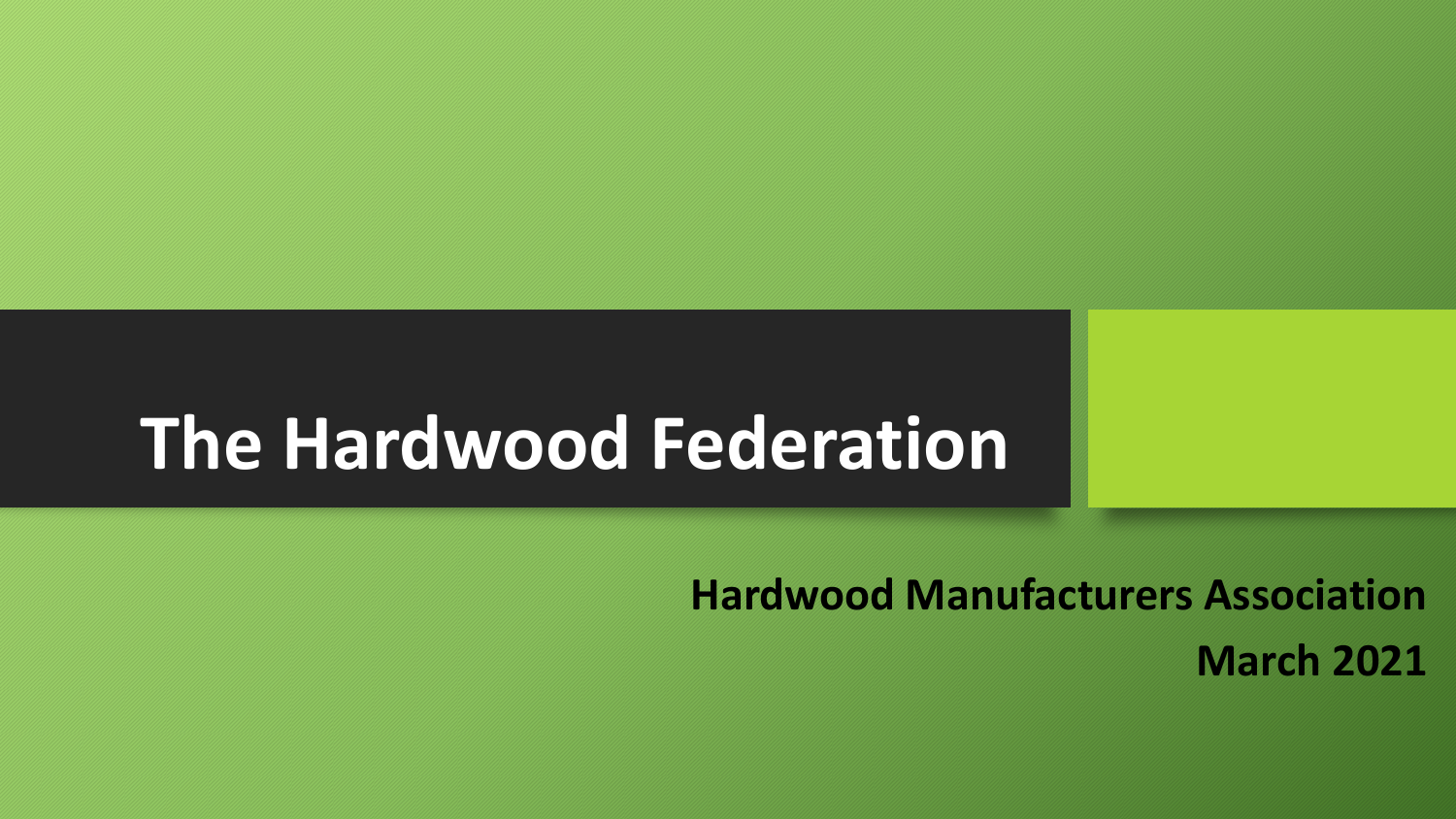# The Hardwood Federation

**Hardwood Manufacturers Association**

**March 2021**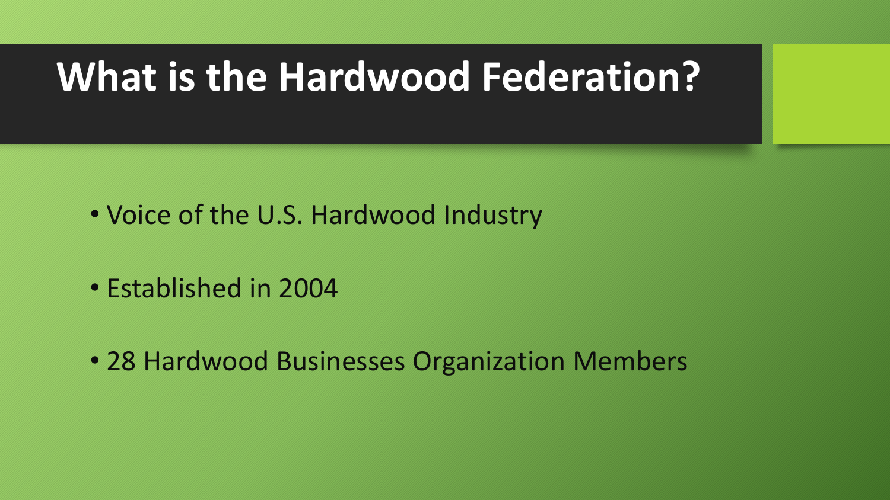# What is the Hardwood Federation?

- Voice of the U.S. Hardwood Industry
- Established in 2004
- 28 Hardwood Businesses Organization Members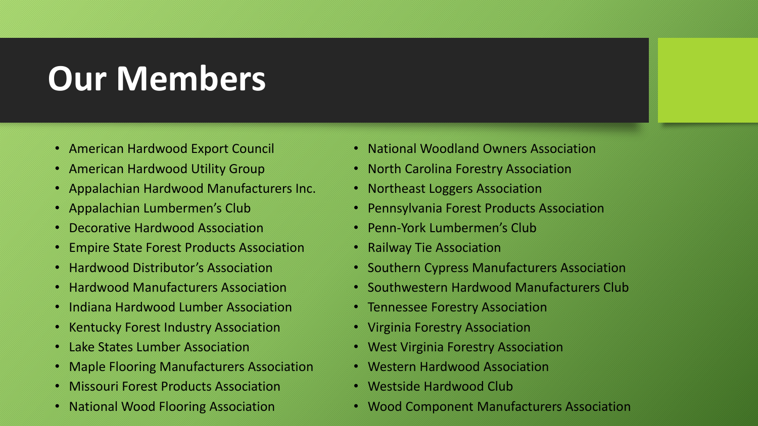# Our Members

- American Hardwood Export Council
- American Hardwood Utility Group
- Appalachian Hardwood Manufacturers Inc.
- Appalachian Lumbermen's Club
- Decorative Hardwood Association
- Empire State Forest Products Association
- Hardwood Distributor's Association
- Hardwood Manufacturers Association
- Indiana Hardwood Lumber Association
- Kentucky Forest Industry Association
- Lake States Lumber Association
- Maple Flooring Manufacturers Association
- Missouri Forest Products Association
- National Wood Flooring Association
- National Woodland Owners Association
- North Carolina Forestry Association
- Northeast Loggers Association
- Pennsylvania Forest Products Association
- Penn-York Lumbermen's Club
- Railway Tie Association
- Southern Cypress Manufacturers Association
- Southwestern Hardwood Manufacturers Club
- Tennessee Forestry Association
- Virginia Forestry Association
- West Virginia Forestry Association
- Western Hardwood Association
- Westside Hardwood Club
- Wood Component Manufacturers Association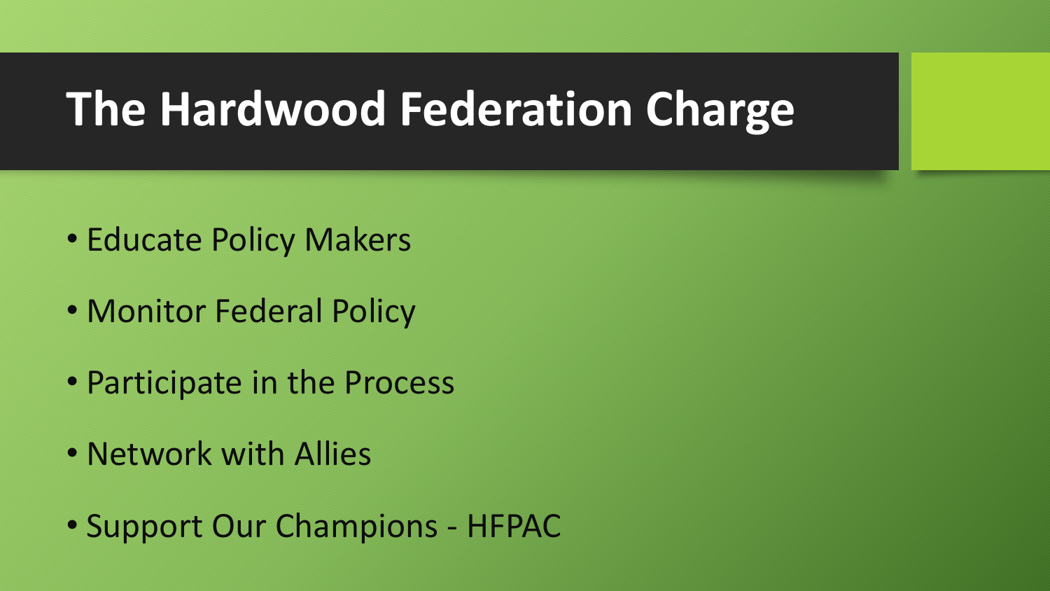# The Hardwood Federation Charge

- Educate Policy Makers
- Monitor Federal Policy
- Participate in the Process
- Network with Allies
- Support Our Champions - HFPAC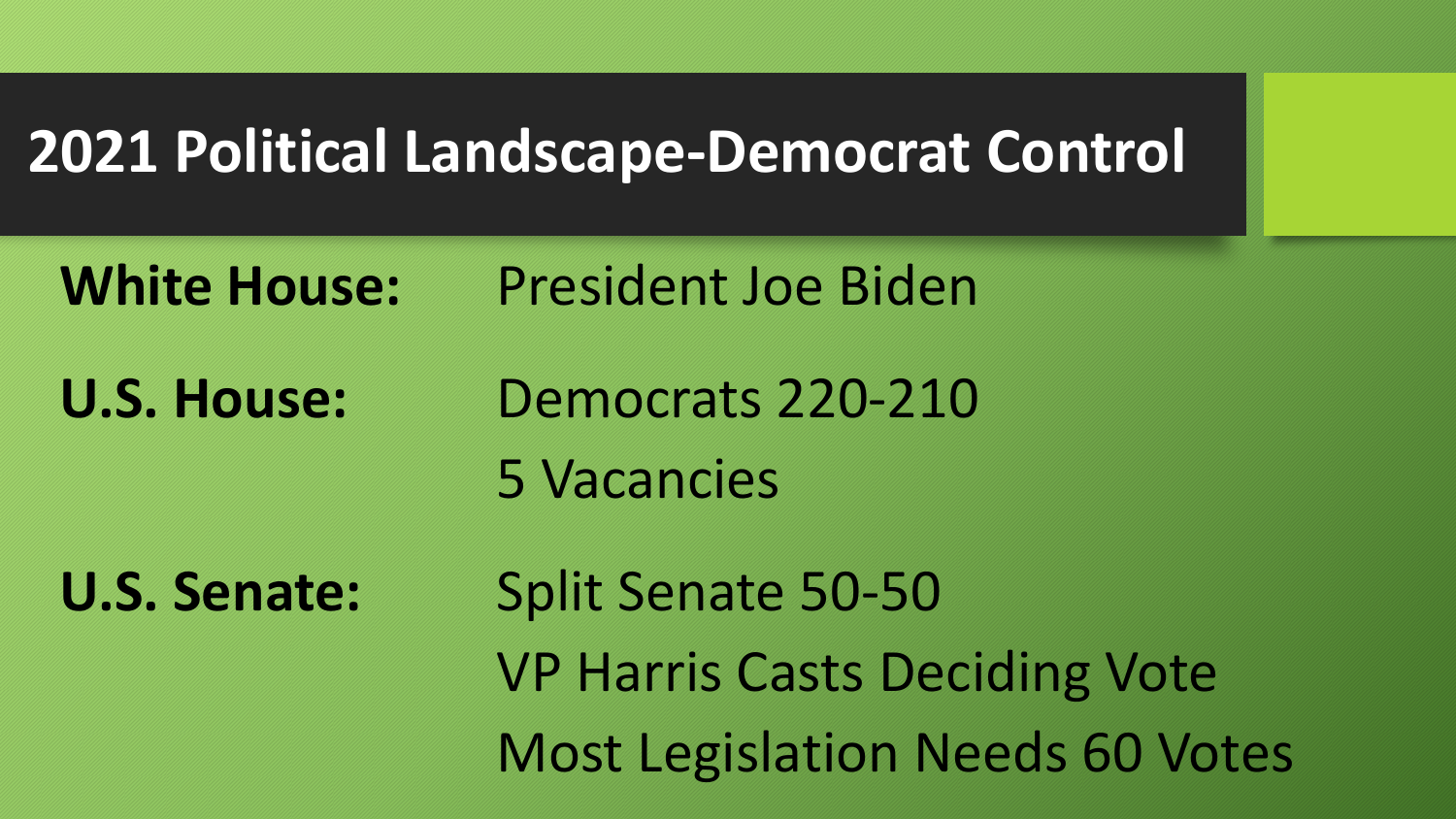# 2021 Political Landscape-Democrat Control

**White House:** President Joe Biden

**U.S. House:** Democrats 220-210
5 Vacancies

**U.S. Senate:** Split Senate 50-50
VP Harris Casts Deciding Vote
Most Legislation Needs 60 Votes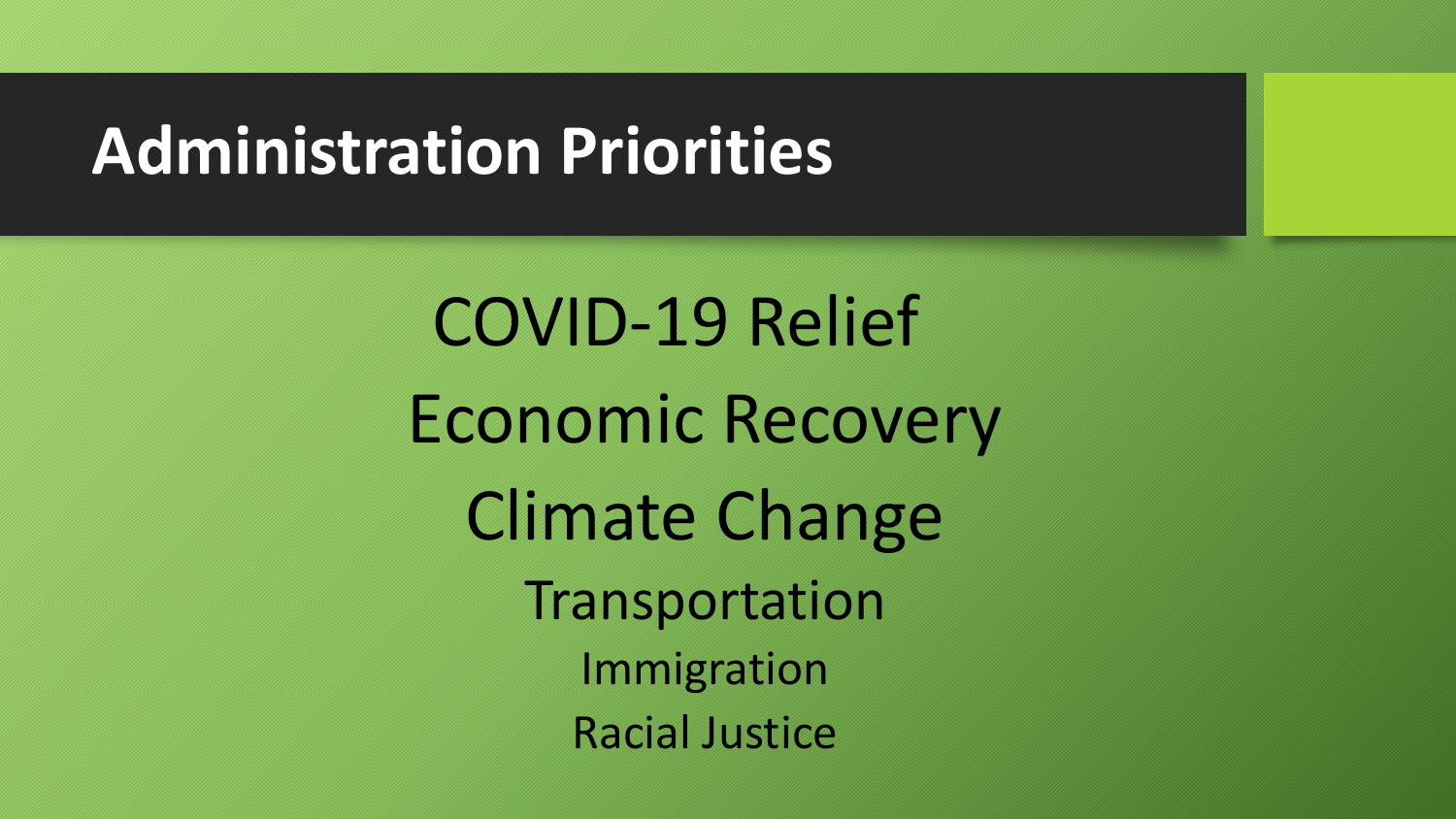# Administration Priorities

COVID-19 Relief

Economic Recovery

Climate Change

Transportation

Immigration

Racial Justice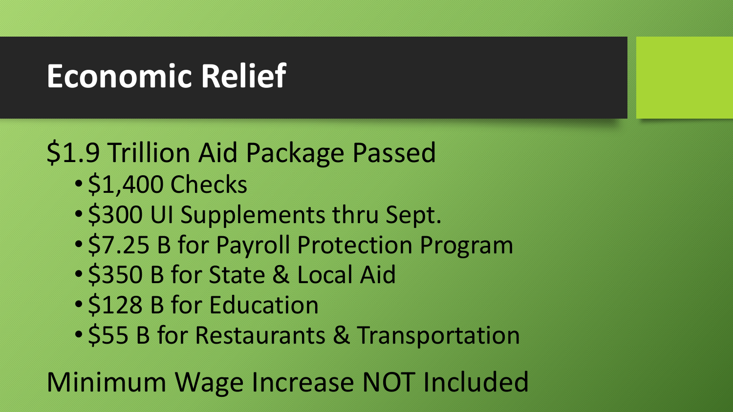# Economic Relief

$1.9 Trillion Aid Package Passed

- $1,400 Checks
- $300 UI Supplements thru Sept.
- $7.25 B for Payroll Protection Program
- $350 B for State & Local Aid
- $128 B for Education
- $55 B for Restaurants & Transportation

Minimum Wage Increase NOT Included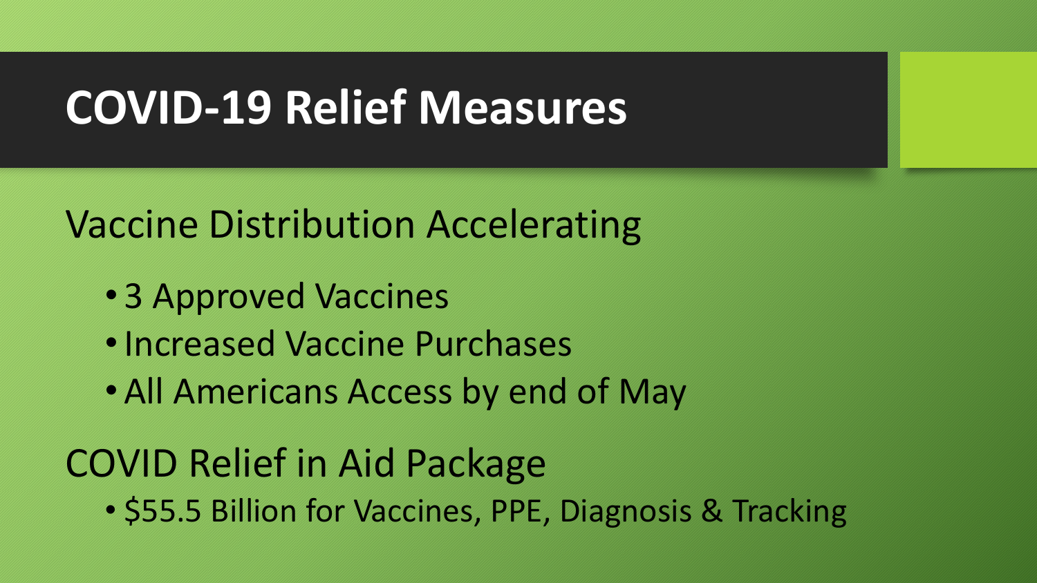# COVID-19 Relief Measures

Vaccine Distribution Accelerating

- 3 Approved Vaccines
- Increased Vaccine Purchases
- All Americans Access by end of May

COVID Relief in Aid Package

- $55.5 Billion for Vaccines, PPE, Diagnosis & Tracking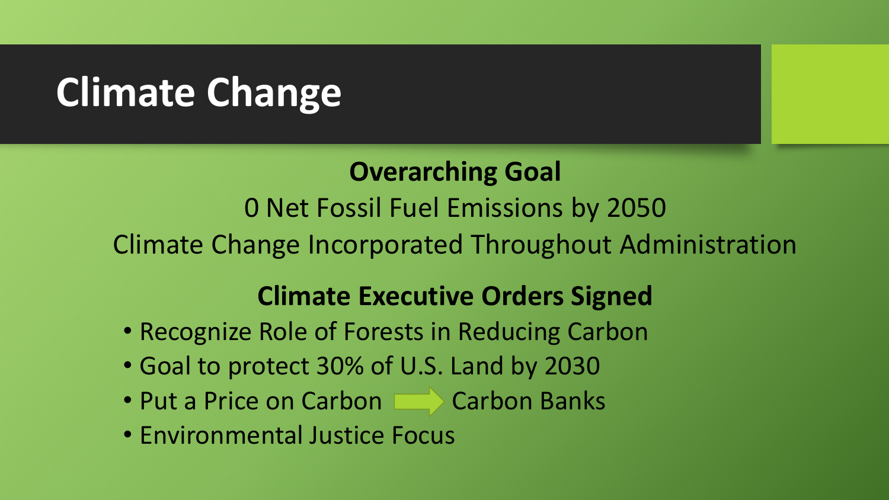# Climate Change

**Overarching Goal**

0 Net Fossil Fuel Emissions by 2050

Climate Change Incorporated Throughout Administration

**Climate Executive Orders Signed**

- Recognize Role of Forests in Reducing Carbon
- Goal to protect 30% of U.S. Land by 2030
- Put a Price on Carbon → Carbon Banks
- Environmental Justice Focus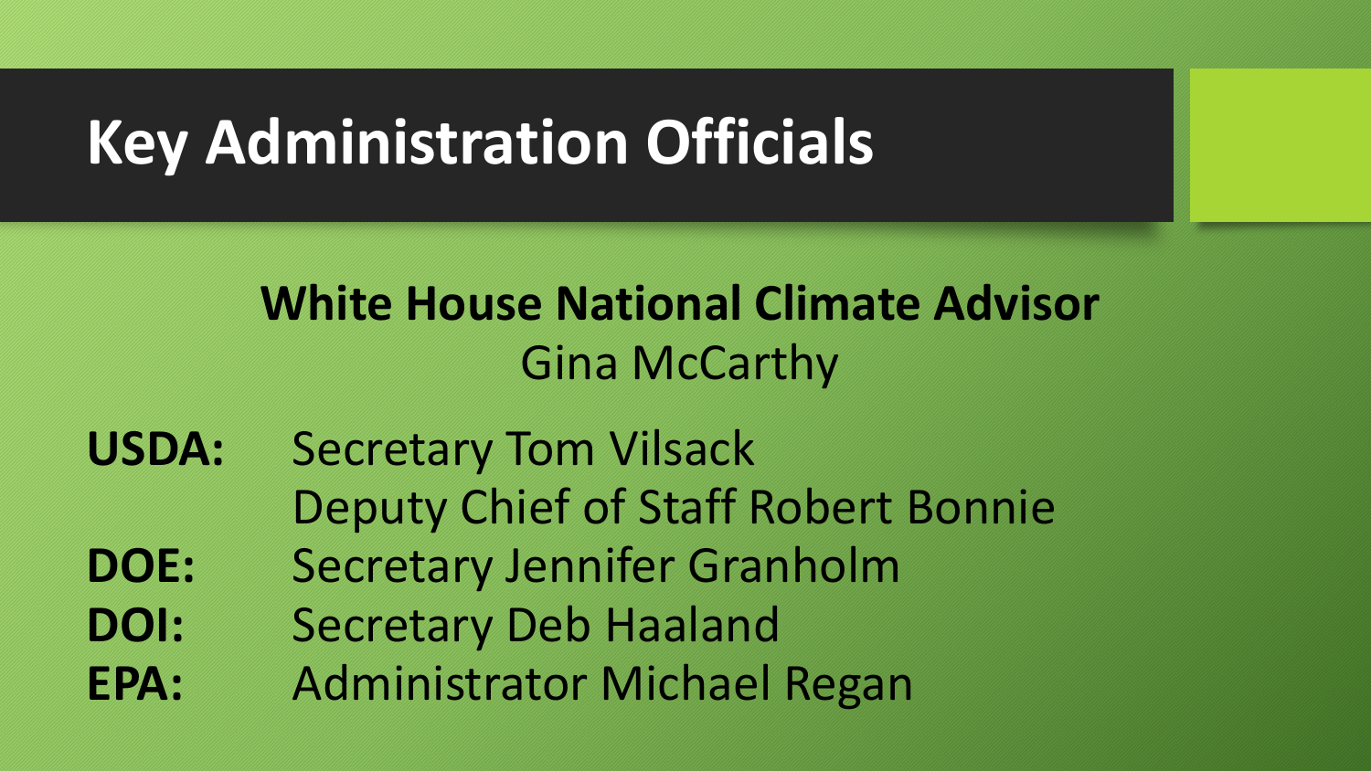# Key Administration Officials

**White House National Climate Advisor**
Gina McCarthy

**USDA:** Secretary Tom Vilsack
Deputy Chief of Staff Robert Bonnie

**DOE:** Secretary Jennifer Granholm

**DOI:** Secretary Deb Haaland

**EPA:** Administrator Michael Regan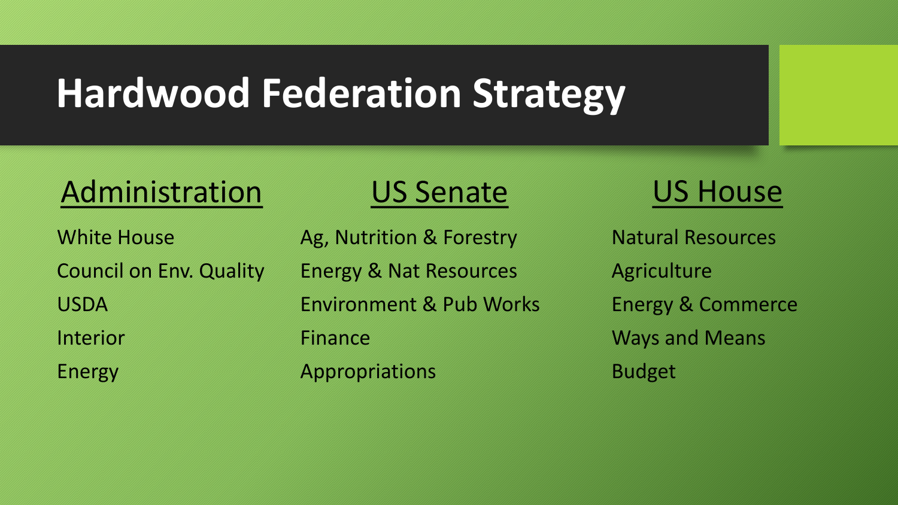# Hardwood Federation Strategy

## Administration

- White House
- Council on Env. Quality
- USDA
- Interior
- Energy

## US Senate

- Ag, Nutrition & Forestry
- Energy & Nat Resources
- Environment & Pub Works
- Finance
- Appropriations

## US House

- Natural Resources
- Agriculture
- Energy & Commerce
- Ways and Means
- Budget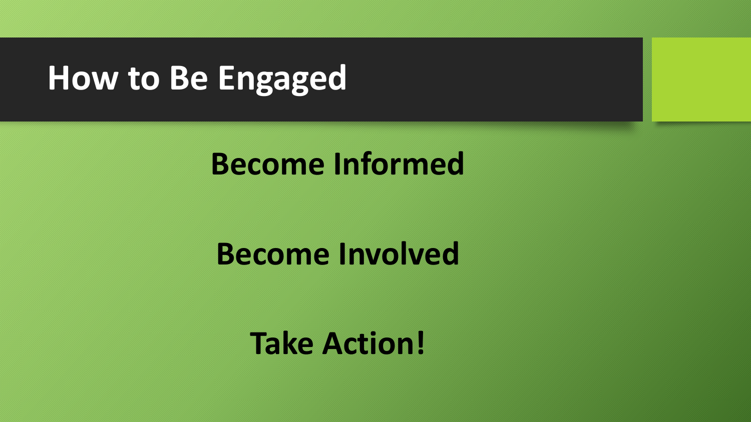# How to Be Engaged

**Become Informed**

**Become Involved**

**Take Action!**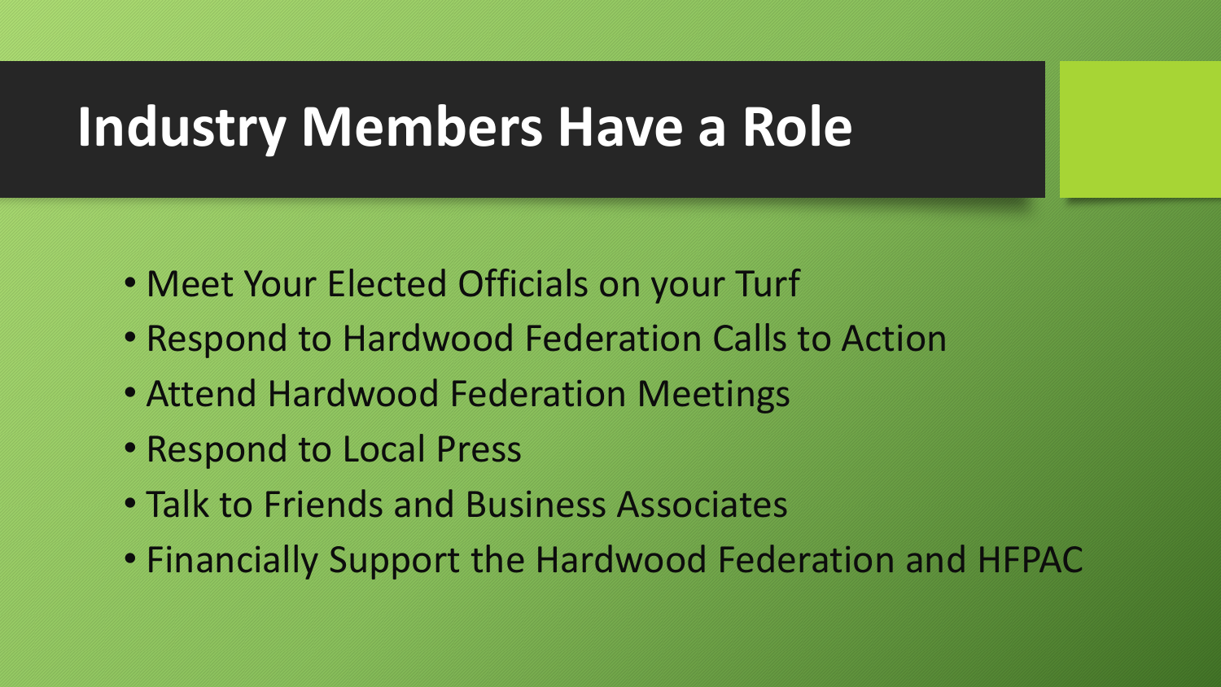# Industry Members Have a Role

- Meet Your Elected Officials on your Turf
- Respond to Hardwood Federation Calls to Action
- Attend Hardwood Federation Meetings
- Respond to Local Press
- Talk to Friends and Business Associates
- Financially Support the Hardwood Federation and HFPAC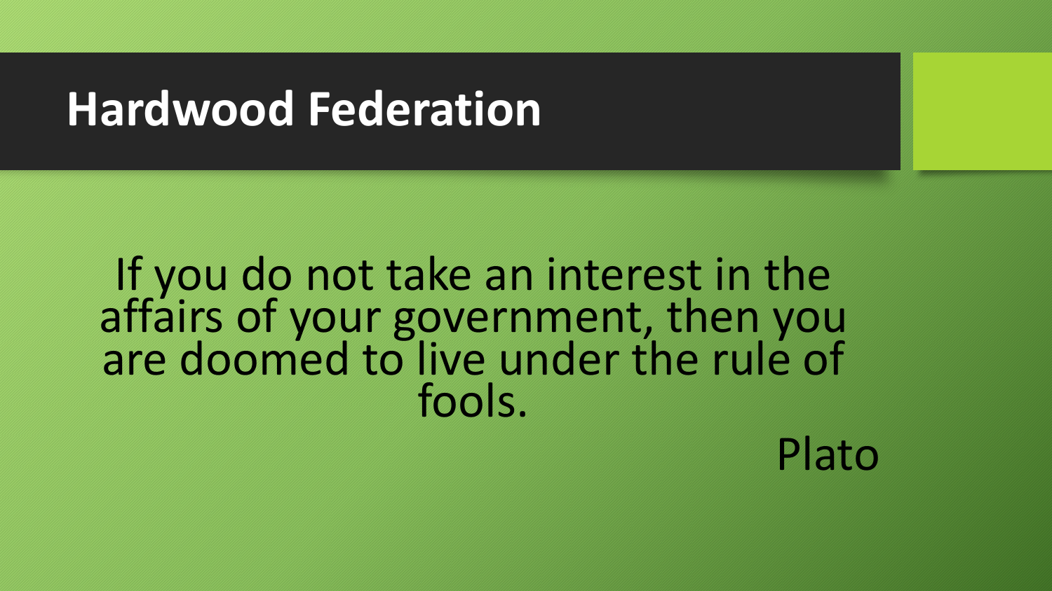# Hardwood Federation

If you do not take an interest in the affairs of your government, then you are doomed to live under the rule of fools.

Plato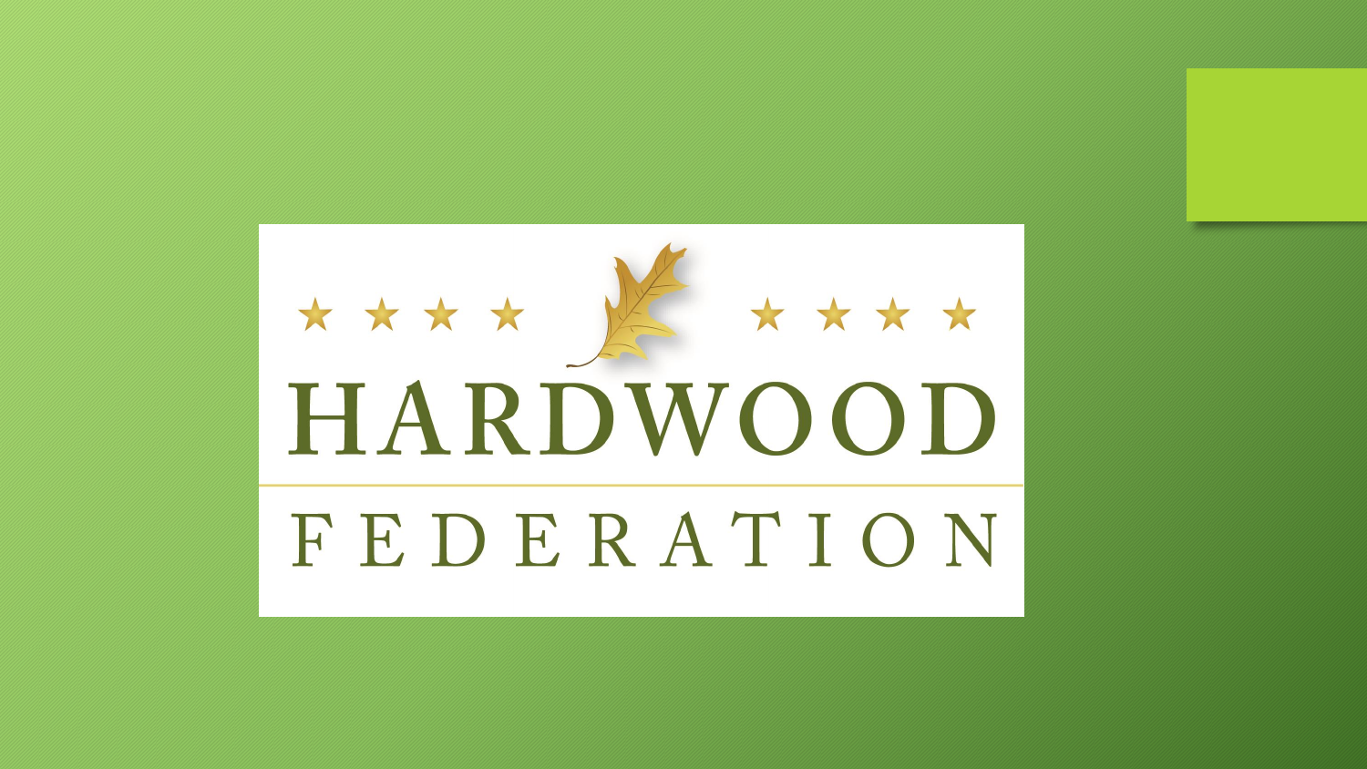HARDWOOD

FEDERATION